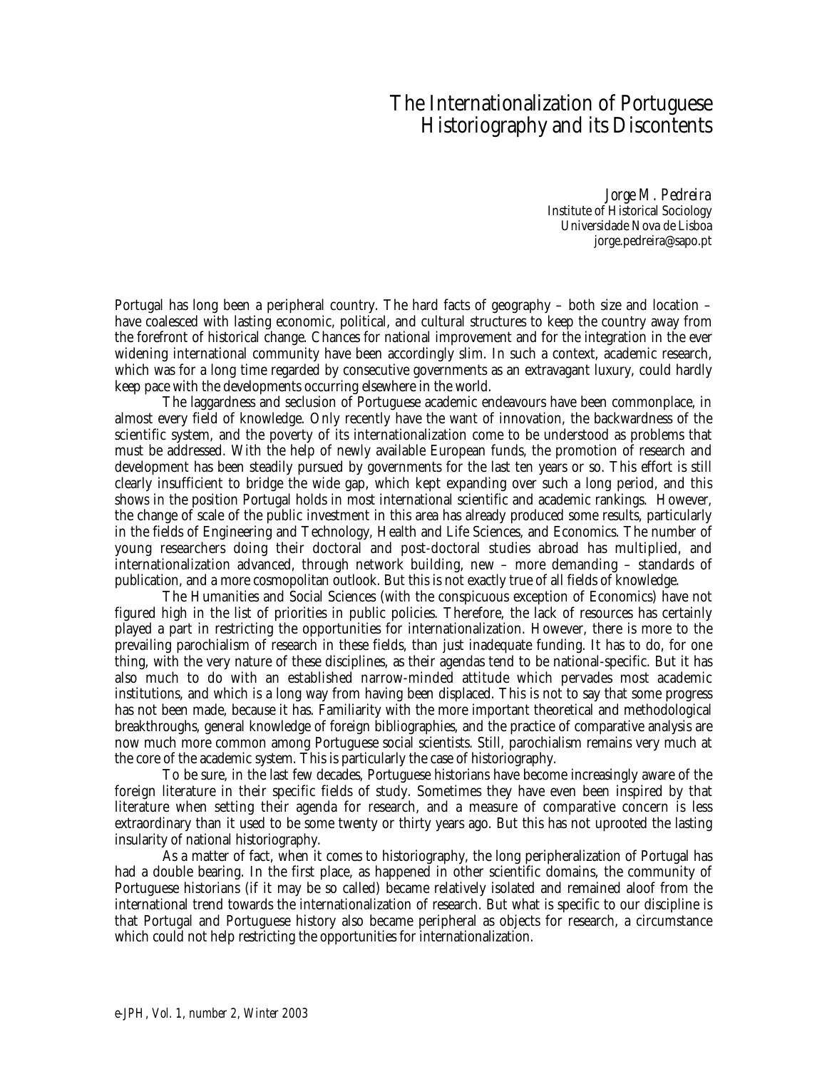# The Internationalization of Portuguese Historiography and its Discontents

*Jorge M. Pedreira*
Institute of Historical Sociology
Universidade Nova de Lisboa
jorge.pedreira@sapo.pt

Portugal has long been a peripheral country. The hard facts of geography – both size and location – have coalesced with lasting economic, political, and cultural structures to keep the country away from the forefront of historical change. Chances for national improvement and for the integration in the ever widening international community have been accordingly slim. In such a context, academic research, which was for a long time regarded by consecutive governments as an extravagant luxury, could hardly keep pace with the developments occurring elsewhere in the world.

The laggardness and seclusion of Portuguese academic endeavours have been commonplace, in almost every field of knowledge. Only recently have the want of innovation, the backwardness of the scientific system, and the poverty of its internationalization come to be understood as problems that must be addressed. With the help of newly available European funds, the promotion of research and development has been steadily pursued by governments for the last ten years or so. This effort is still clearly insufficient to bridge the wide gap, which kept expanding over such a long period, and this shows in the position Portugal holds in most international scientific and academic rankings. However, the change of scale of the public investment in this area has already produced some results, particularly in the fields of Engineering and Technology, Health and Life Sciences, and Economics. The number of young researchers doing their doctoral and post-doctoral studies abroad has multiplied, and internationalization advanced, through network building, new – more demanding – standards of publication, and a more cosmopolitan outlook. But this is not exactly true of all fields of knowledge.

The Humanities and Social Sciences (with the conspicuous exception of Economics) have not figured high in the list of priorities in public policies. Therefore, the lack of resources has certainly played a part in restricting the opportunities for internationalization. However, there is more to the prevailing parochialism of research in these fields, than just inadequate funding. It has to do, for one thing, with the very nature of these disciplines, as their agendas tend to be national-specific. But it has also much to do with an established narrow-minded attitude which pervades most academic institutions, and which is a long way from having been displaced. This is not to say that some progress has not been made, because it has. Familiarity with the more important theoretical and methodological breakthroughs, general knowledge of foreign bibliographies, and the practice of comparative analysis are now much more common among Portuguese social scientists. Still, parochialism remains very much at the core of the academic system. This is particularly the case of historiography.

To be sure, in the last few decades, Portuguese historians have become increasingly aware of the foreign literature in their specific fields of study. Sometimes they have even been inspired by that literature when setting their agenda for research, and a measure of comparative concern is less extraordinary than it used to be some twenty or thirty years ago. But this has not uprooted the lasting insularity of national historiography.

As a matter of fact, when it comes to historiography, the long peripheralization of Portugal has had a double bearing. In the first place, as happened in other scientific domains, the community of Portuguese historians (if it may be so called) became relatively isolated and remained aloof from the international trend towards the internationalization of research. But what is specific to our discipline is that Portugal and Portuguese history also became peripheral as objects for research, a circumstance which could not help restricting the opportunities for internationalization.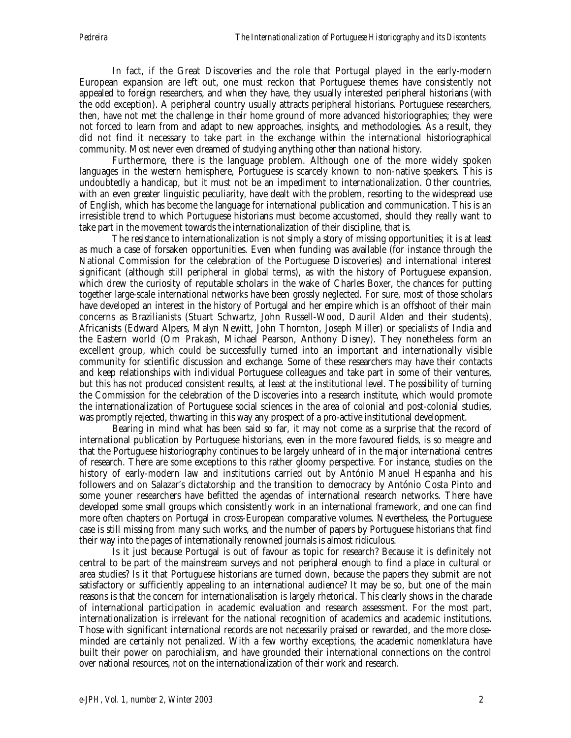In fact, if the Great Discoveries and the role that Portugal played in the early-modern European expansion are left out, one must reckon that Portuguese themes have consistently not appealed to foreign researchers, and when they have, they usually interested peripheral historians (with the odd exception). A peripheral country usually attracts peripheral historians. Portuguese researchers, then, have not met the challenge in their home ground of more advanced historiographies; they were not forced to learn from and adapt to new approaches, insights, and methodologies. As a result, they did not find it necessary to take part in the exchange within the international historiographical community. Most never even dreamed of studying anything other than national history.

Furthermore, there is the language problem. Although one of the more widely spoken languages in the western hemisphere, Portuguese is scarcely known to non-native speakers. This is undoubtedly a handicap, but it must not be an impediment to internationalization. Other countries, with an even greater linguistic peculiarity, have dealt with the problem, resorting to the widespread use of English, which has become the language for international publication and communication. This is an irresistible trend to which Portuguese historians must become accustomed, should they really want to take part in the movement towards the internationalization of their discipline, that is.

The resistance to internationalization is not simply a story of missing opportunities; it is at least as much a case of forsaken opportunities. Even when funding was available (for instance through the National Commission for the celebration of the Portuguese Discoveries) and international interest significant (although still peripheral in global terms), as with the history of Portuguese expansion, which drew the curiosity of reputable scholars in the wake of Charles Boxer, the chances for putting together large-scale international networks have been grossly neglected. For sure, most of those scholars have developed an interest in the history of Portugal and her empire which is an offshoot of their main concerns as Brazilianists (Stuart Schwartz, John Russell-Wood, Dauril Alden and their students), Africanists (Edward Alpers, Malyn Newitt, John Thornton, Joseph Miller) or specialists of India and the Eastern world (Om Prakash, Michael Pearson, Anthony Disney). They nonetheless form an excellent group, which could be successfully turned into an important and internationally visible community for scientific discussion and exchange. Some of these researchers may have their contacts and keep relationships with individual Portuguese colleagues and take part in some of their ventures, but this has not produced consistent results, at least at the institutional level. The possibility of turning the Commission for the celebration of the Discoveries into a research institute, which would promote the internationalization of Portuguese social sciences in the area of colonial and post-colonial studies, was promptly rejected, thwarting in this way any prospect of a pro-active institutional development.

Bearing in mind what has been said so far, it may not come as a surprise that the record of international publication by Portuguese historians, even in the more favoured fields, is so meagre and that the Portuguese historiography continues to be largely unheard of in the major international centres of research. There are some exceptions to this rather gloomy perspective. For instance, studies on the history of early-modern law and institutions carried out by António Manuel Hespanha and his followers and on Salazar's dictatorship and the transition to democracy by António Costa Pinto and some youner researchers have befitted the agendas of international research networks. There have developed some small groups which consistently work in an international framework, and one can find more often chapters on Portugal in cross-European comparative volumes. Nevertheless, the Portuguese case is still missing from many such works, and the number of papers by Portuguese historians that find their way into the pages of internationally renowned journals is almost ridiculous.

Is it just because Portugal is out of favour as topic for research? Because it is definitely not central to be part of the mainstream surveys and not peripheral enough to find a place in cultural or area studies? Is it that Portuguese historians are turned down, because the papers they submit are not satisfactory or sufficiently appealing to an international audience? It may be so, but one of the main reasons is that the concern for internationalisation is largely rhetorical. This clearly shows in the charade of international participation in academic evaluation and research assessment. For the most part, internationalization is irrelevant for the national recognition of academics and academic institutions. Those with significant international records are not necessarily praised or rewarded, and the more close-minded are certainly not penalized. With a few worthy exceptions, the academic *nomenklatura* have built their power on parochialism, and have grounded their international connections on the control over national resources, not on the internationalization of their work and research.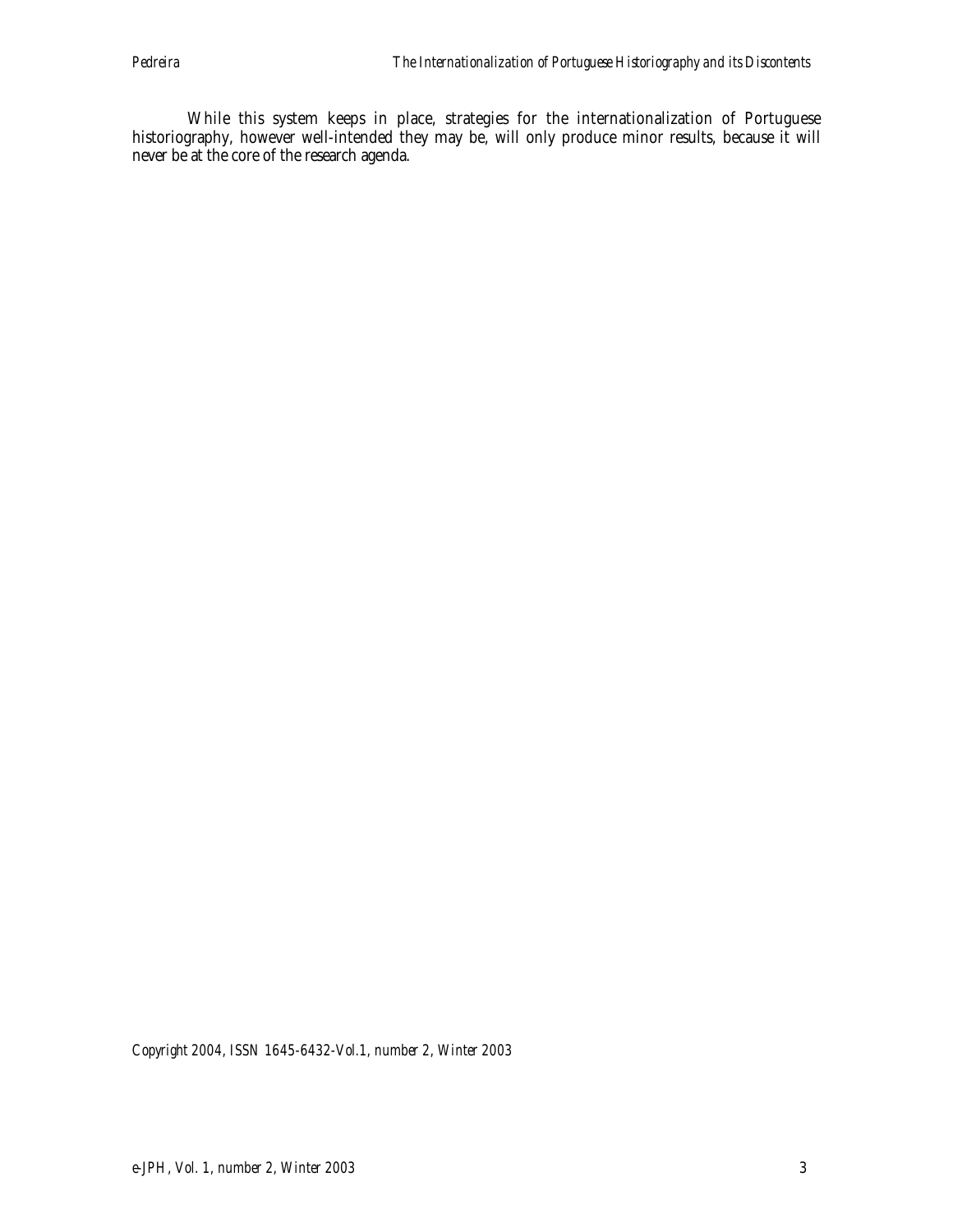While this system keeps in place, strategies for the internationalization of Portuguese historiography, however well-intended they may be, will only produce minor results, because it will never be at the core of the research agenda.

*Copyright 2004, ISSN 1645-6432-Vol.1, number 2, Winter 2003*